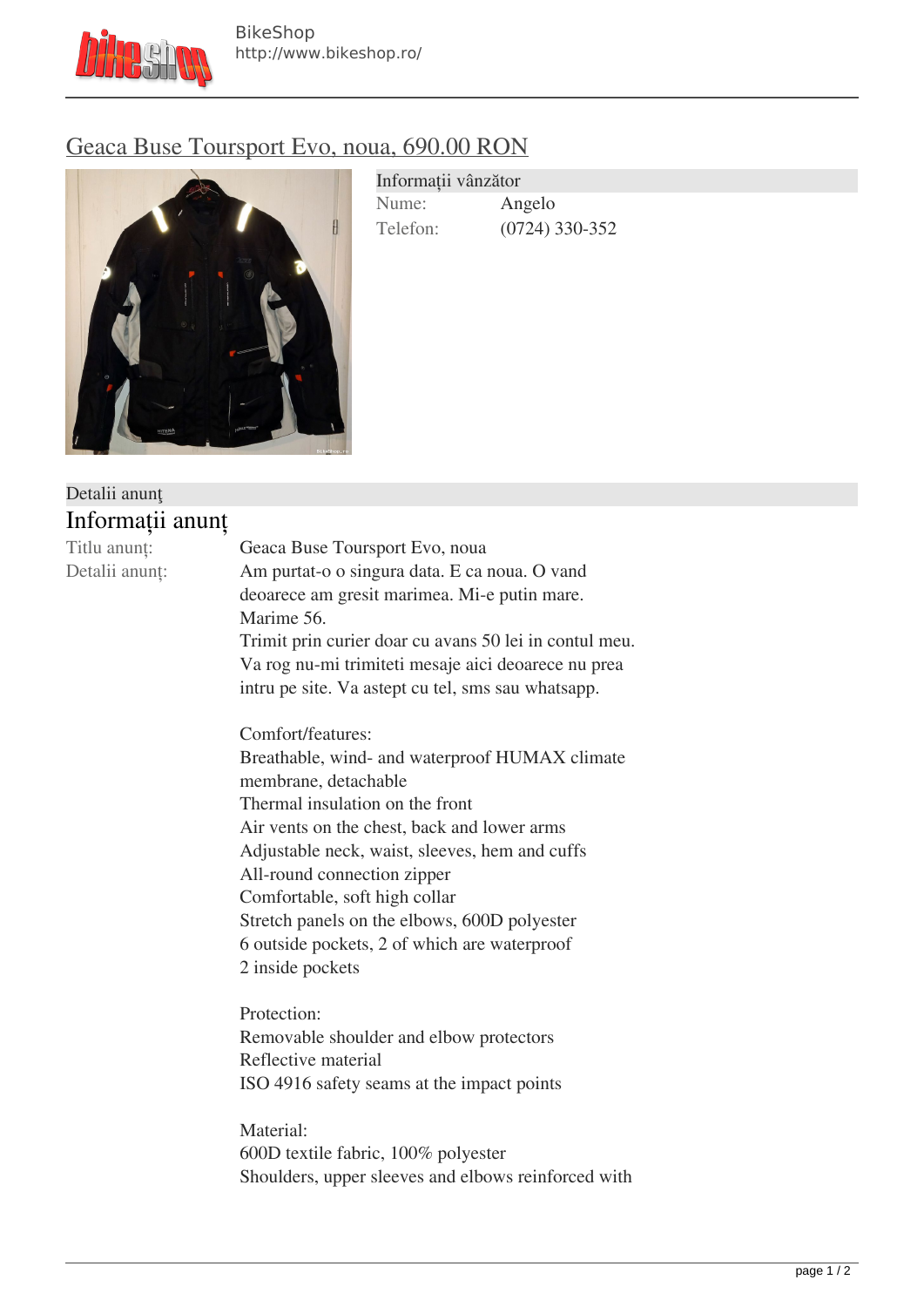BikeShop
http://www.bikeshop.ro/

# Geaca Buse Toursport Evo, noua, 690.00 RON

**Informații vânzător**

| | |
|---|---|
| Nume: | Angelo |
| Telefon: | (0724) 330-352 |

**Detalii anunţ**

## Informații anunț

Titlu anunț: Geaca Buse Toursport Evo, noua

Detalii anunț: Am purtat-o o singura data. E ca noua. O vand deoarece am gresit marimea. Mi-e putin mare.
Marime 56.
Trimit prin curier doar cu avans 50 lei in contul meu.
Va rog nu-mi trimiteti mesaje aici deoarece nu prea intru pe site. Va astept cu tel, sms sau whatsapp.

Comfort/features:
Breathable, wind- and waterproof HUMAX climate membrane, detachable
Thermal insulation on the front
Air vents on the chest, back and lower arms
Adjustable neck, waist, sleeves, hem and cuffs
All-round connection zipper
Comfortable, soft high collar
Stretch panels on the elbows, 600D polyester
6 outside pockets, 2 of which are waterproof
2 inside pockets

Protection:
Removable shoulder and elbow protectors
Reflective material
ISO 4916 safety seams at the impact points

Material:
600D textile fabric, 100% polyester
Shoulders, upper sleeves and elbows reinforced with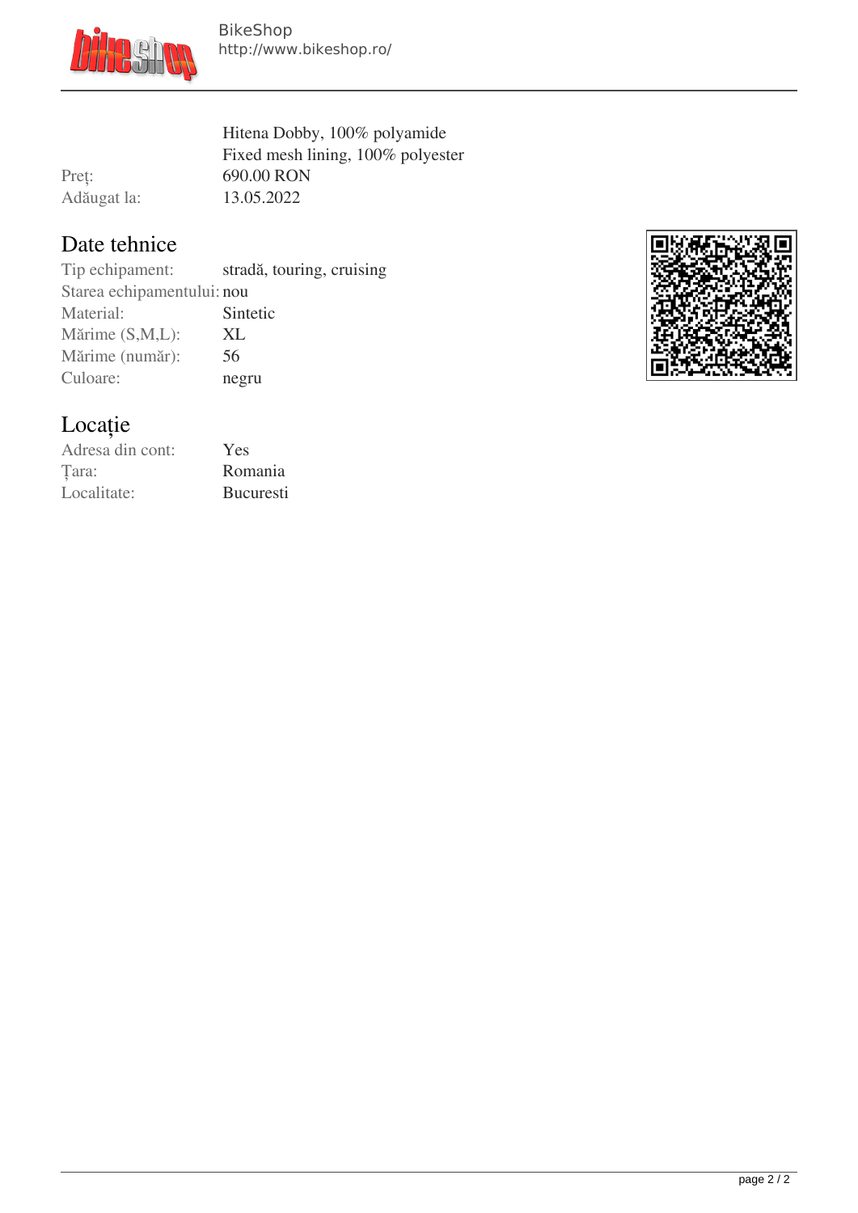Hitena Dobby, 100% polyamide
Fixed mesh lining, 100% polyester

| | |
|---|---|
| Preț: | 690.00 RON |
| Adăugat la: | 13.05.2022 |

## Date tehnice

| | |
|---|---|
| Tip echipament: | stradă, touring, cruising |
| Starea echipamentului: | nou |
| Material: | Sintetic |
| Mărime (S,M,L): | XL |
| Mărime (număr): | 56 |
| Culoare: | negru |

## Locație

| | |
|---|---|
| Adresa din cont: | Yes |
| Țara: | Romania |
| Localitate: | Bucuresti |